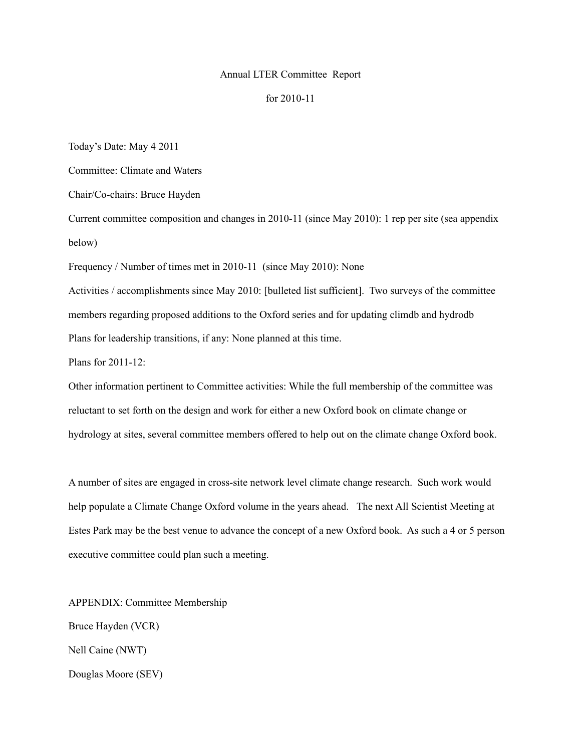Annual LTER Committee Report

for 2010-11

Today's Date: May 4 2011

Committee: Climate and Waters

Chair/Co-chairs: Bruce Hayden

Current committee composition and changes in 2010-11 (since May 2010): 1 rep per site (sea appendix below)

Frequency / Number of times met in 2010-11 (since May 2010): None

Activities / accomplishments since May 2010: [bulleted list sufficient]. Two surveys of the committee members regarding proposed additions to the Oxford series and for updating climdb and hydrodb

Plans for leadership transitions, if any: None planned at this time.

Plans for 2011-12:

Other information pertinent to Committee activities: While the full membership of the committee was reluctant to set forth on the design and work for either a new Oxford book on climate change or hydrology at sites, several committee members offered to help out on the climate change Oxford book.

A number of sites are engaged in cross-site network level climate change research. Such work would help populate a Climate Change Oxford volume in the years ahead. The next All Scientist Meeting at Estes Park may be the best venue to advance the concept of a new Oxford book. As such a 4 or 5 person executive committee could plan such a meeting.

APPENDIX: Committee Membership

Bruce Hayden (VCR)

Nell Caine (NWT)

Douglas Moore (SEV)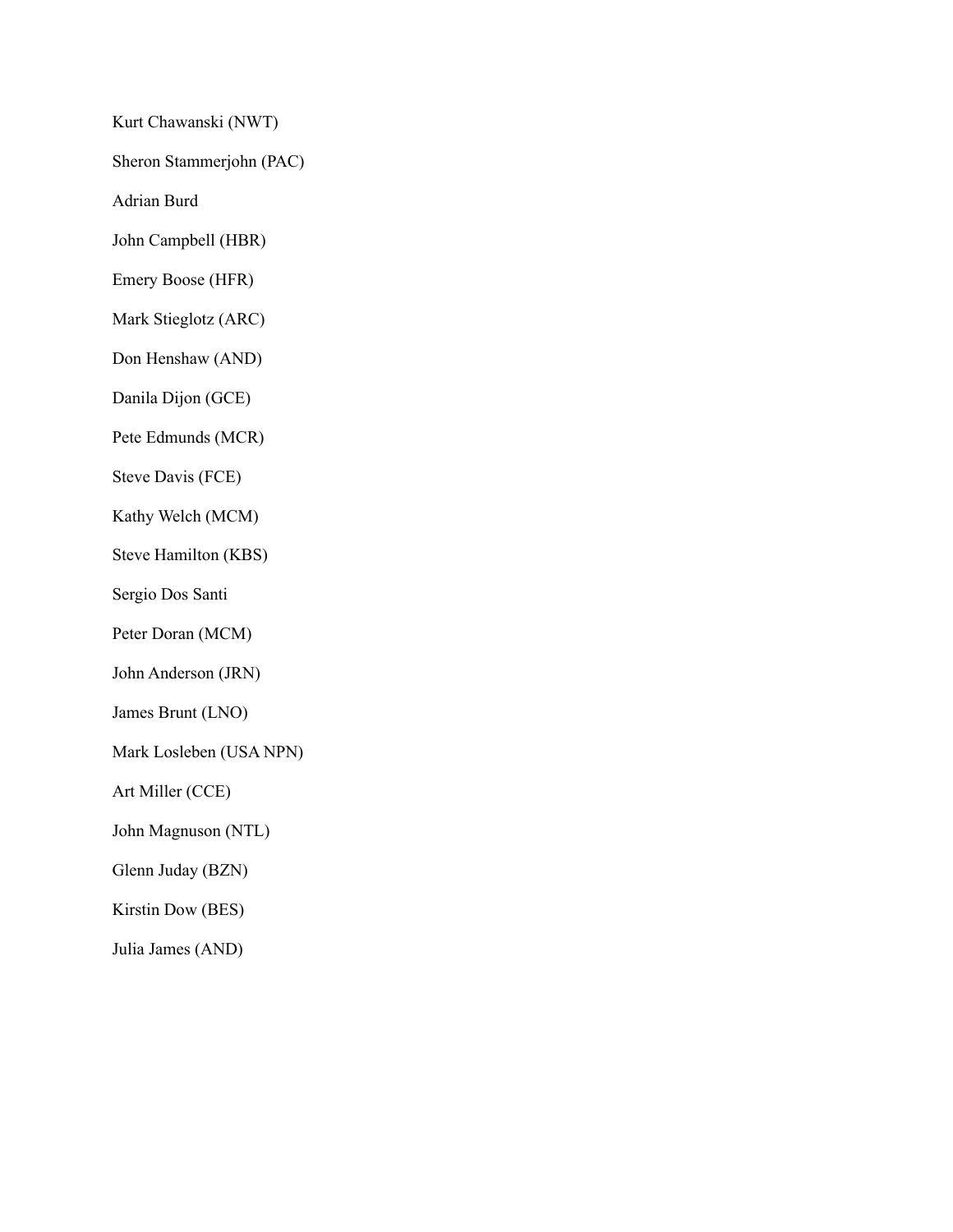Kurt Chawanski (NWT)

Sheron Stammerjohn (PAC)

Adrian Burd

John Campbell (HBR)

Emery Boose (HFR)

Mark Stieglotz (ARC)

Don Henshaw (AND)

Danila Dijon (GCE)

Pete Edmunds (MCR)

Steve Davis (FCE)

Kathy Welch (MCM)

Steve Hamilton (KBS)

Sergio Dos Santi

Peter Doran (MCM)

John Anderson (JRN)

James Brunt (LNO)

Mark Losleben (USA NPN)

Art Miller (CCE)

John Magnuson (NTL)

Glenn Juday (BZN)

Kirstin Dow (BES)

Julia James (AND)